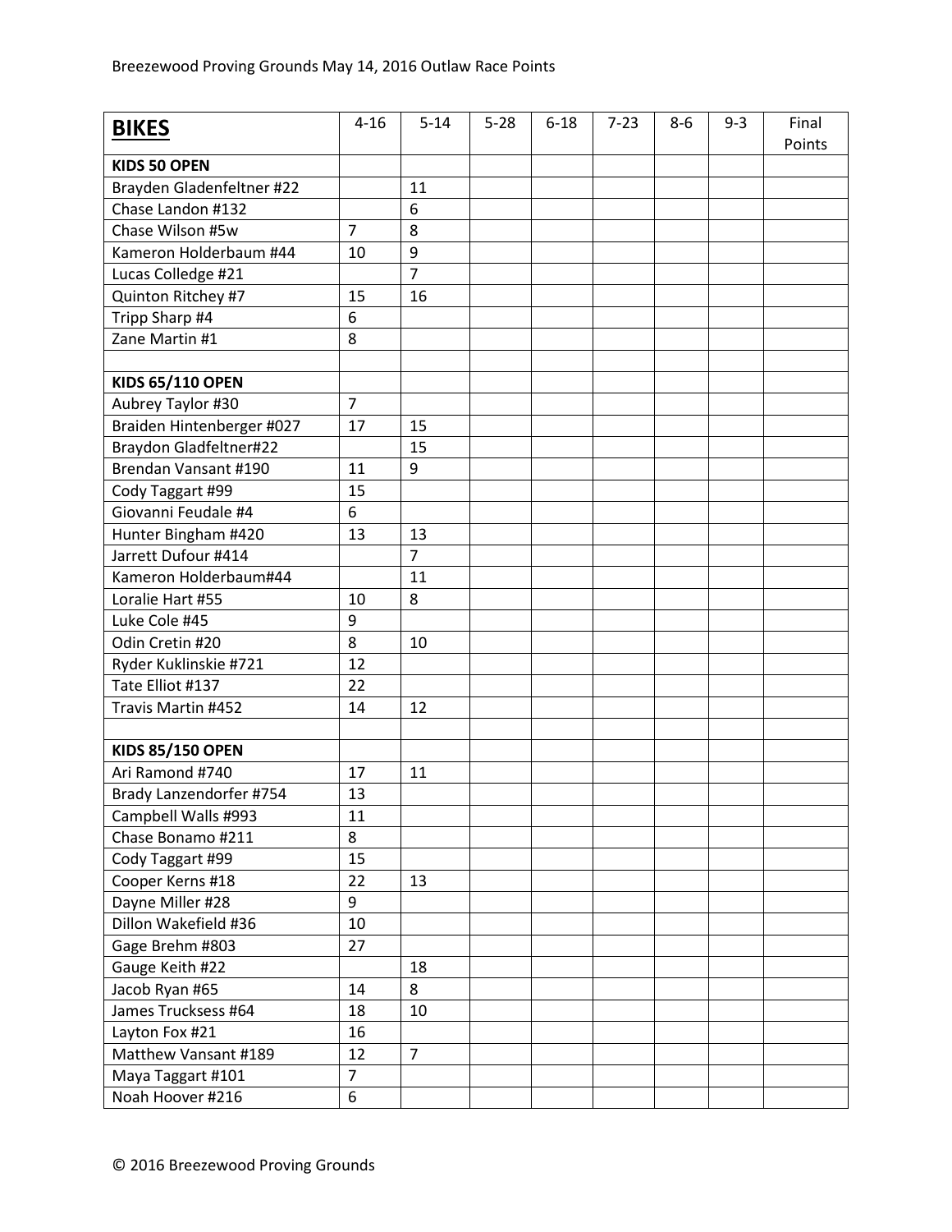Breezewood Proving Grounds May 14, 2016 Outlaw Race Points

| **BIKES** | 4-16 | 5-14 | 5-28 | 6-18 | 7-23 | 8-6 | 9-3 | Final Points |
|---|---|---|---|---|---|---|---|---|
| **KIDS 50 OPEN** | | | | | | | | |
| Brayden Gladenfeltner #22 | | 11 | | | | | | |
| Chase Landon #132 | | 6 | | | | | | |
| Chase Wilson #5w | 7 | 8 | | | | | | |
| Kameron Holderbaum #44 | 10 | 9 | | | | | | |
| Lucas Colledge #21 | | 7 | | | | | | |
| Quinton Ritchey #7 | 15 | 16 | | | | | | |
| Tripp Sharp #4 | 6 | | | | | | | |
| Zane Martin #1 | 8 | | | | | | | |
| | | | | | | | | |
| **KIDS 65/110 OPEN** | | | | | | | | |
| Aubrey Taylor #30 | 7 | | | | | | | |
| Braiden Hintenberger #027 | 17 | 15 | | | | | | |
| Braydon Gladfeltner#22 | | 15 | | | | | | |
| Brendan Vansant #190 | 11 | 9 | | | | | | |
| Cody Taggart #99 | 15 | | | | | | | |
| Giovanni Feudale #4 | 6 | | | | | | | |
| Hunter Bingham #420 | 13 | 13 | | | | | | |
| Jarrett Dufour #414 | | 7 | | | | | | |
| Kameron Holderbaum#44 | | 11 | | | | | | |
| Loralie Hart #55 | 10 | 8 | | | | | | |
| Luke Cole #45 | 9 | | | | | | | |
| Odin Cretin #20 | 8 | 10 | | | | | | |
| Ryder Kuklinskie #721 | 12 | | | | | | | |
| Tate Elliot #137 | 22 | | | | | | | |
| Travis Martin #452 | 14 | 12 | | | | | | |
| | | | | | | | | |
| **KIDS 85/150 OPEN** | | | | | | | | |
| Ari Ramond #740 | 17 | 11 | | | | | | |
| Brady Lanzendorfer #754 | 13 | | | | | | | |
| Campbell Walls #993 | 11 | | | | | | | |
| Chase Bonamo #211 | 8 | | | | | | | |
| Cody Taggart #99 | 15 | | | | | | | |
| Cooper Kerns #18 | 22 | 13 | | | | | | |
| Dayne Miller #28 | 9 | | | | | | | |
| Dillon Wakefield #36 | 10 | | | | | | | |
| Gage Brehm #803 | 27 | | | | | | | |
| Gauge Keith #22 | | 18 | | | | | | |
| Jacob Ryan #65 | 14 | 8 | | | | | | |
| James Trucksess #64 | 18 | 10 | | | | | | |
| Layton Fox #21 | 16 | | | | | | | |
| Matthew Vansant #189 | 12 | 7 | | | | | | |
| Maya Taggart #101 | 7 | | | | | | | |
| Noah Hoover #216 | 6 | | | | | | | |

© 2016 Breezewood Proving Grounds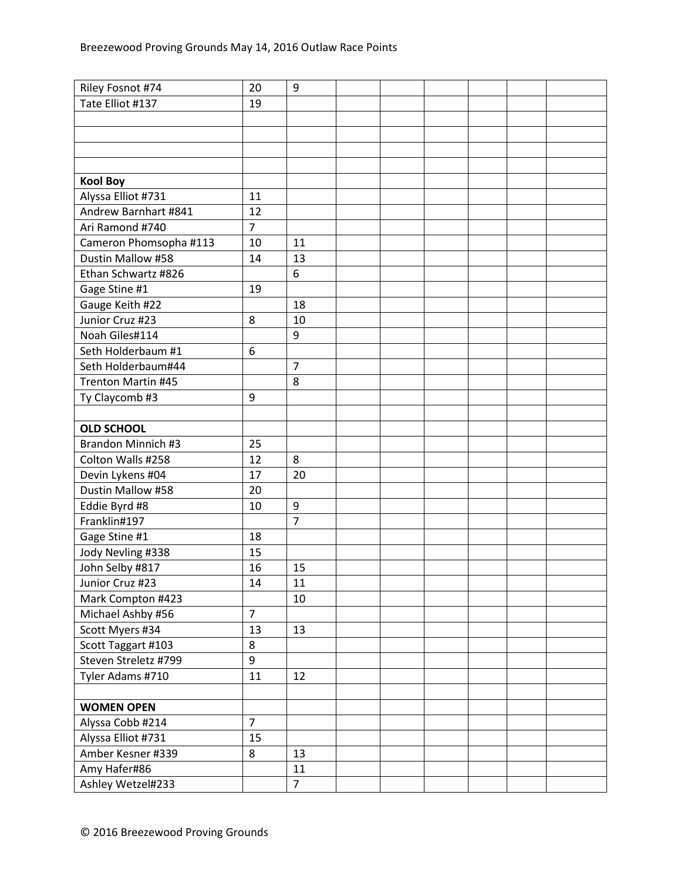| | | | | | | | | |
|---|---|---|---|---|---|---|---|---|
| Riley Fosnot #74 | 20 | 9 | | | | | | |
| Tate Elliot #137 | 19 | | | | | | | |
| | | | | | | | | |
| | | | | | | | | |
| | | | | | | | | |
| | | | | | | | | |
| **Kool Boy** | | | | | | | | |
| Alyssa Elliot #731 | 11 | | | | | | | |
| Andrew Barnhart #841 | 12 | | | | | | | |
| Ari Ramond #740 | 7 | | | | | | | |
| Cameron Phomsopha #113 | 10 | 11 | | | | | | |
| Dustin Mallow #58 | 14 | 13 | | | | | | |
| Ethan Schwartz #826 | | 6 | | | | | | |
| Gage Stine #1 | 19 | | | | | | | |
| Gauge Keith #22 | | 18 | | | | | | |
| Junior Cruz #23 | 8 | 10 | | | | | | |
| Noah Giles#114 | | 9 | | | | | | |
| Seth Holderbaum #1 | 6 | | | | | | | |
| Seth Holderbaum#44 | | 7 | | | | | | |
| Trenton Martin #45 | | 8 | | | | | | |
| Ty Claycomb #3 | 9 | | | | | | | |
| | | | | | | | | |
| **OLD SCHOOL** | | | | | | | | |
| Brandon Minnich #3 | 25 | | | | | | | |
| Colton Walls #258 | 12 | 8 | | | | | | |
| Devin Lykens #04 | 17 | 20 | | | | | | |
| Dustin Mallow #58 | 20 | | | | | | | |
| Eddie Byrd #8 | 10 | 9 | | | | | | |
| Franklin#197 | | 7 | | | | | | |
| Gage Stine #1 | 18 | | | | | | | |
| Jody Nevling #338 | 15 | | | | | | | |
| John Selby #817 | 16 | 15 | | | | | | |
| Junior Cruz #23 | 14 | 11 | | | | | | |
| Mark Compton #423 | | 10 | | | | | | |
| Michael Ashby #56 | 7 | | | | | | | |
| Scott Myers #34 | 13 | 13 | | | | | | |
| Scott Taggart #103 | 8 | | | | | | | |
| Steven Streletz #799 | 9 | | | | | | | |
| Tyler Adams #710 | 11 | 12 | | | | | | |
| | | | | | | | | |
| **WOMEN OPEN** | | | | | | | | |
| Alyssa Cobb #214 | 7 | | | | | | | |
| Alyssa Elliot #731 | 15 | | | | | | | |
| Amber Kesner #339 | 8 | 13 | | | | | | |
| Amy Hafer#86 | | 11 | | | | | | |
| Ashley Wetzel#233 | | 7 | | | | | | |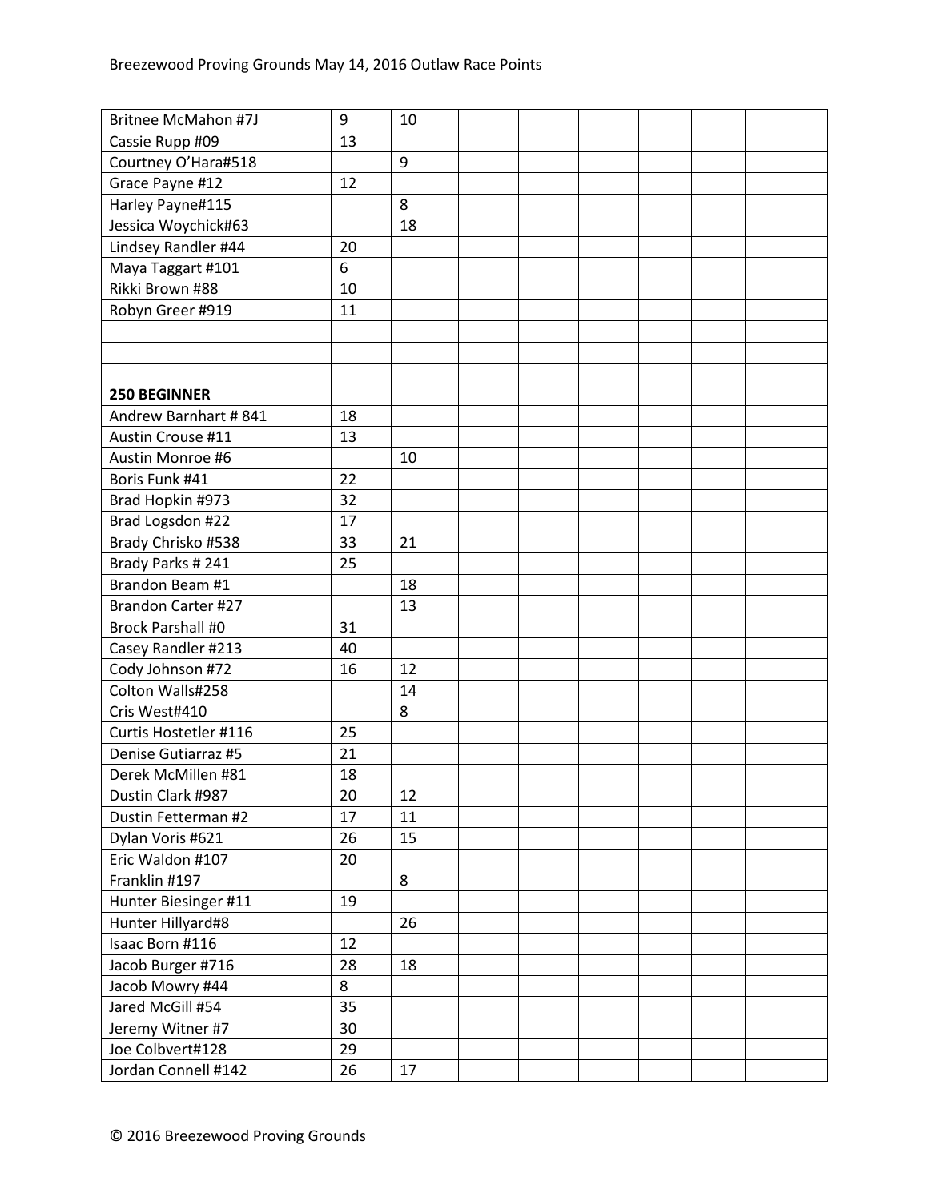| | | | | | | | | |
|---|---|---|---|---|---|---|---|---|
| Britnee McMahon #7J | 9 | 10 | | | | | | |
| Cassie Rupp #09 | 13 | | | | | | | |
| Courtney O'Hara#518 | | 9 | | | | | | |
| Grace Payne #12 | 12 | | | | | | | |
| Harley Payne#115 | | 8 | | | | | | |
| Jessica Woychick#63 | | 18 | | | | | | |
| Lindsey Randler #44 | 20 | | | | | | | |
| Maya Taggart #101 | 6 | | | | | | | |
| Rikki Brown #88 | 10 | | | | | | | |
| Robyn Greer #919 | 11 | | | | | | | |
| | | | | | | | | |
| | | | | | | | | |
| | | | | | | | | |
| **250 BEGINNER** | | | | | | | | |
| Andrew Barnhart # 841 | 18 | | | | | | | |
| Austin Crouse #11 | 13 | | | | | | | |
| Austin Monroe #6 | | 10 | | | | | | |
| Boris Funk #41 | 22 | | | | | | | |
| Brad Hopkin #973 | 32 | | | | | | | |
| Brad Logsdon #22 | 17 | | | | | | | |
| Brady Chrisko #538 | 33 | 21 | | | | | | |
| Brady Parks # 241 | 25 | | | | | | | |
| Brandon Beam #1 | | 18 | | | | | | |
| Brandon Carter #27 | | 13 | | | | | | |
| Brock Parshall #0 | 31 | | | | | | | |
| Casey Randler #213 | 40 | | | | | | | |
| Cody Johnson #72 | 16 | 12 | | | | | | |
| Colton Walls#258 | | 14 | | | | | | |
| Cris West#410 | | 8 | | | | | | |
| Curtis Hostetler #116 | 25 | | | | | | | |
| Denise Gutiarraz #5 | 21 | | | | | | | |
| Derek McMillen #81 | 18 | | | | | | | |
| Dustin Clark #987 | 20 | 12 | | | | | | |
| Dustin Fetterman #2 | 17 | 11 | | | | | | |
| Dylan Voris #621 | 26 | 15 | | | | | | |
| Eric Waldon #107 | 20 | | | | | | | |
| Franklin #197 | | 8 | | | | | | |
| Hunter Biesinger #11 | 19 | | | | | | | |
| Hunter Hillyard#8 | | 26 | | | | | | |
| Isaac Born #116 | 12 | | | | | | | |
| Jacob Burger #716 | 28 | 18 | | | | | | |
| Jacob Mowry #44 | 8 | | | | | | | |
| Jared McGill #54 | 35 | | | | | | | |
| Jeremy Witner #7 | 30 | | | | | | | |
| Joe Colbvert#128 | 29 | | | | | | | |
| Jordan Connell #142 | 26 | 17 | | | | | | |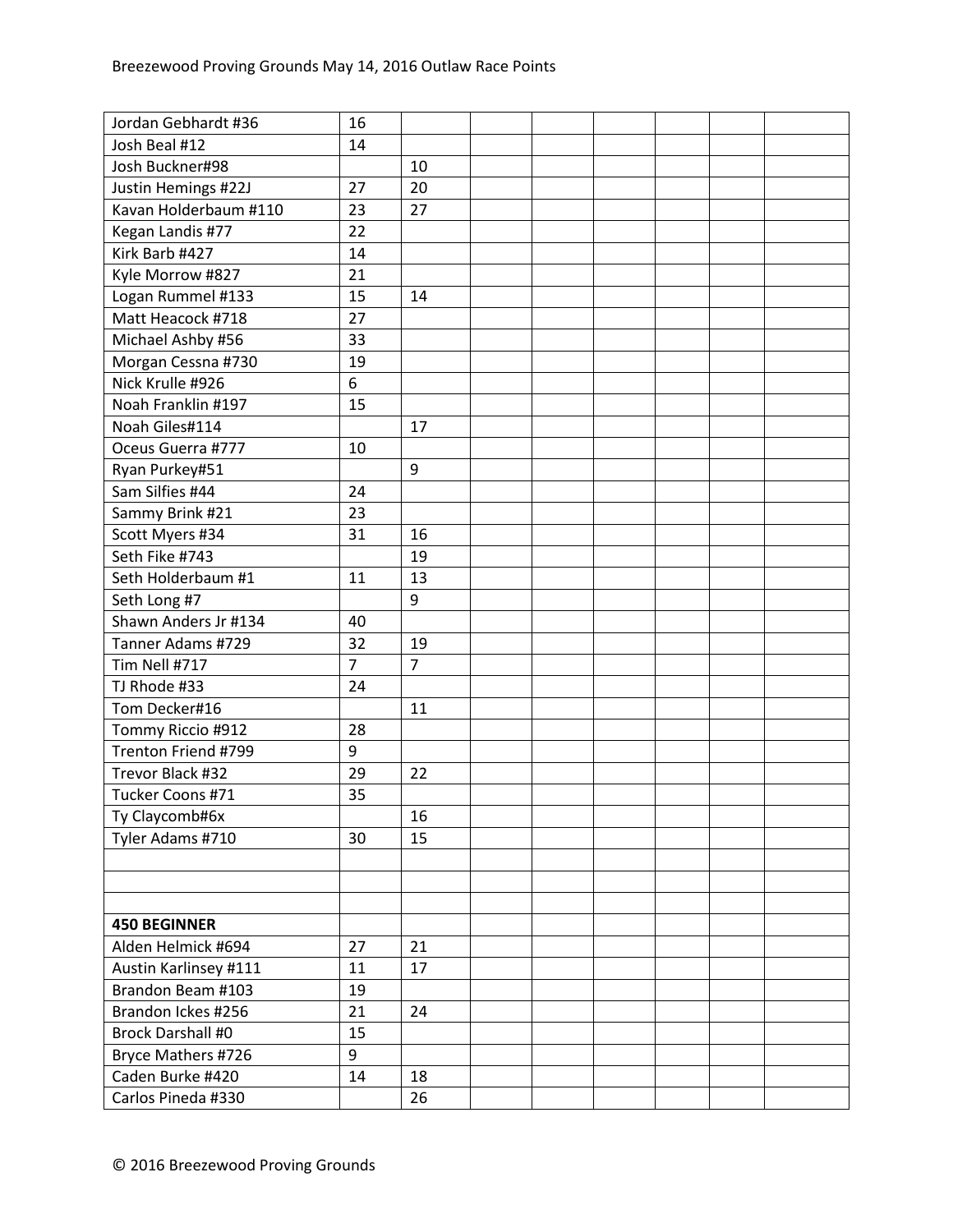| | | | | | | | | |
|---|---|---|---|---|---|---|---|---|
| Jordan Gebhardt #36 | 16 | | | | | | | |
| Josh Beal #12 | 14 | | | | | | | |
| Josh Buckner#98 | | 10 | | | | | | |
| Justin Hemings #22J | 27 | 20 | | | | | | |
| Kavan Holderbaum #110 | 23 | 27 | | | | | | |
| Kegan Landis #77 | 22 | | | | | | | |
| Kirk Barb #427 | 14 | | | | | | | |
| Kyle Morrow #827 | 21 | | | | | | | |
| Logan Rummel #133 | 15 | 14 | | | | | | |
| Matt Heacock #718 | 27 | | | | | | | |
| Michael Ashby #56 | 33 | | | | | | | |
| Morgan Cessna #730 | 19 | | | | | | | |
| Nick Krulle #926 | 6 | | | | | | | |
| Noah Franklin #197 | 15 | | | | | | | |
| Noah Giles#114 | | 17 | | | | | | |
| Oceus Guerra #777 | 10 | | | | | | | |
| Ryan Purkey#51 | | 9 | | | | | | |
| Sam Silfies #44 | 24 | | | | | | | |
| Sammy Brink #21 | 23 | | | | | | | |
| Scott Myers #34 | 31 | 16 | | | | | | |
| Seth Fike #743 | | 19 | | | | | | |
| Seth Holderbaum #1 | 11 | 13 | | | | | | |
| Seth Long #7 | | 9 | | | | | | |
| Shawn Anders Jr #134 | 40 | | | | | | | |
| Tanner Adams #729 | 32 | 19 | | | | | | |
| Tim Nell #717 | 7 | 7 | | | | | | |
| TJ Rhode #33 | 24 | | | | | | | |
| Tom Decker#16 | | 11 | | | | | | |
| Tommy Riccio #912 | 28 | | | | | | | |
| Trenton Friend #799 | 9 | | | | | | | |
| Trevor Black #32 | 29 | 22 | | | | | | |
| Tucker Coons #71 | 35 | | | | | | | |
| Ty Claycomb#6x | | 16 | | | | | | |
| Tyler Adams #710 | 30 | 15 | | | | | | |
| | | | | | | | | |
| | | | | | | | | |
| | | | | | | | | |
| **450 BEGINNER** | | | | | | | | |
| Alden Helmick #694 | 27 | 21 | | | | | | |
| Austin Karlinsey #111 | 11 | 17 | | | | | | |
| Brandon Beam #103 | 19 | | | | | | | |
| Brandon Ickes #256 | 21 | 24 | | | | | | |
| Brock Darshall #0 | 15 | | | | | | | |
| Bryce Mathers #726 | 9 | | | | | | | |
| Caden Burke #420 | 14 | 18 | | | | | | |
| Carlos Pineda #330 | | 26 | | | | | | |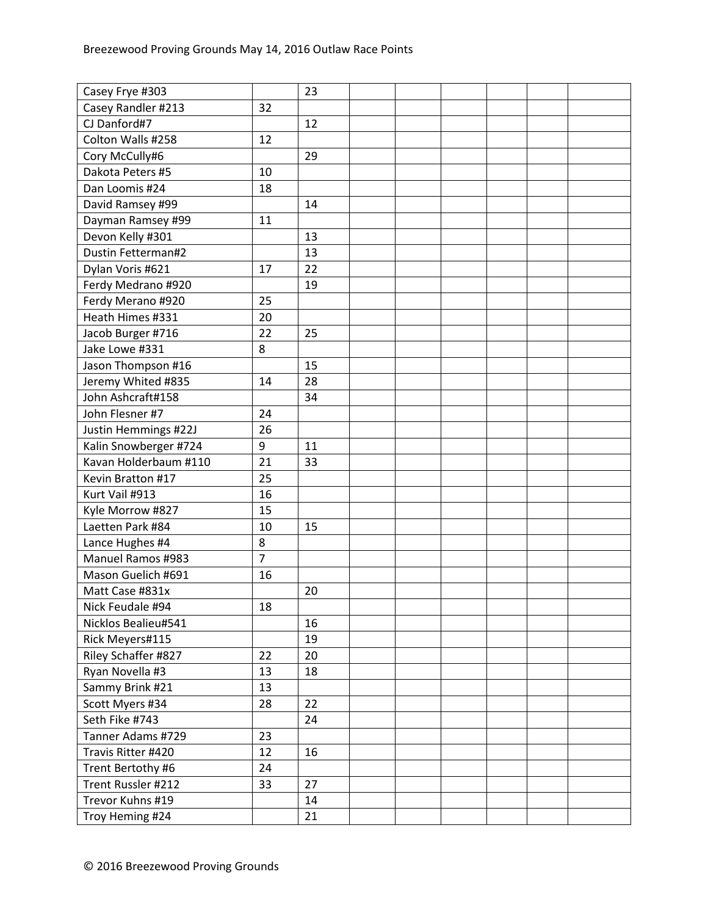| | | | | | | | | |
|---|---|---|---|---|---|---|---|---|
| Casey Frye #303 | | 23 | | | | | | |
| Casey Randler #213 | 32 | | | | | | | |
| CJ Danford#7 | | 12 | | | | | | |
| Colton Walls #258 | 12 | | | | | | | |
| Cory McCully#6 | | 29 | | | | | | |
| Dakota Peters #5 | 10 | | | | | | | |
| Dan Loomis #24 | 18 | | | | | | | |
| David Ramsey #99 | | 14 | | | | | | |
| Dayman Ramsey #99 | 11 | | | | | | | |
| Devon Kelly #301 | | 13 | | | | | | |
| Dustin Fetterman#2 | | 13 | | | | | | |
| Dylan Voris #621 | 17 | 22 | | | | | | |
| Ferdy Medrano #920 | | 19 | | | | | | |
| Ferdy Merano #920 | 25 | | | | | | | |
| Heath Himes #331 | 20 | | | | | | | |
| Jacob Burger #716 | 22 | 25 | | | | | | |
| Jake Lowe #331 | 8 | | | | | | | |
| Jason Thompson #16 | | 15 | | | | | | |
| Jeremy Whited #835 | 14 | 28 | | | | | | |
| John Ashcraft#158 | | 34 | | | | | | |
| John Flesner #7 | 24 | | | | | | | |
| Justin Hemmings #22J | 26 | | | | | | | |
| Kalin Snowberger #724 | 9 | 11 | | | | | | |
| Kavan Holderbaum #110 | 21 | 33 | | | | | | |
| Kevin Bratton #17 | 25 | | | | | | | |
| Kurt Vail #913 | 16 | | | | | | | |
| Kyle Morrow #827 | 15 | | | | | | | |
| Laetten Park #84 | 10 | 15 | | | | | | |
| Lance Hughes #4 | 8 | | | | | | | |
| Manuel Ramos #983 | 7 | | | | | | | |
| Mason Guelich #691 | 16 | | | | | | | |
| Matt Case #831x | | 20 | | | | | | |
| Nick Feudale #94 | 18 | | | | | | | |
| Nicklos Bealieu#541 | | 16 | | | | | | |
| Rick Meyers#115 | | 19 | | | | | | |
| Riley Schaffer #827 | 22 | 20 | | | | | | |
| Ryan Novella #3 | 13 | 18 | | | | | | |
| Sammy Brink #21 | 13 | | | | | | | |
| Scott Myers #34 | 28 | 22 | | | | | | |
| Seth Fike #743 | | 24 | | | | | | |
| Tanner Adams #729 | 23 | | | | | | | |
| Travis Ritter #420 | 12 | 16 | | | | | | |
| Trent Bertothy #6 | 24 | | | | | | | |
| Trent Russler #212 | 33 | 27 | | | | | | |
| Trevor Kuhns #19 | | 14 | | | | | | |
| Troy Heming #24 | | 21 | | | | | | |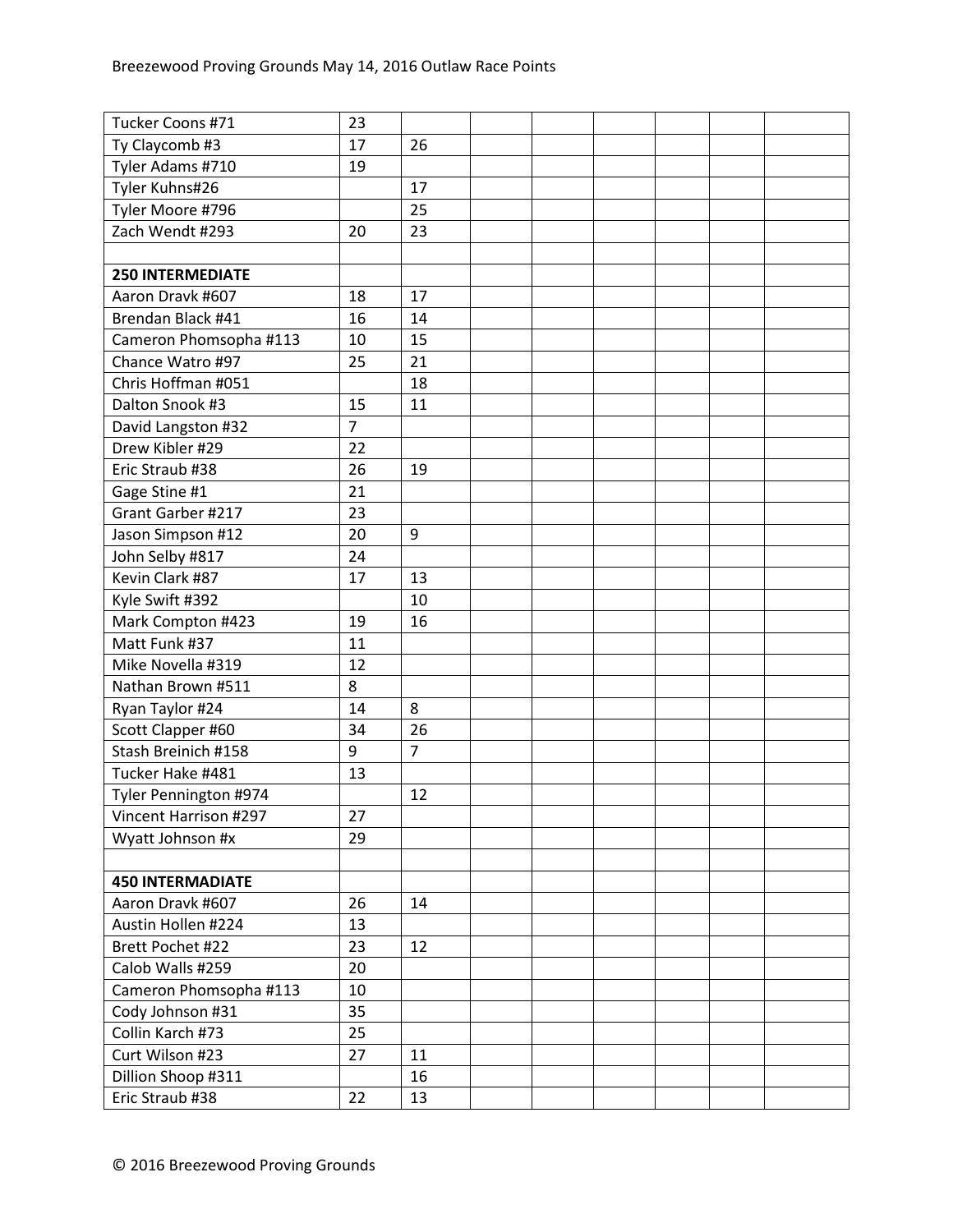| | | | | | | | | |
|---|---|---|---|---|---|---|---|---|
| Tucker Coons #71 | 23 | | | | | | | |
| Ty Claycomb #3 | 17 | 26 | | | | | | |
| Tyler Adams #710 | 19 | | | | | | | |
| Tyler Kuhns#26 | | 17 | | | | | | |
| Tyler Moore #796 | | 25 | | | | | | |
| Zach Wendt #293 | 20 | 23 | | | | | | |
| | | | | | | | | |
| **250 INTERMEDIATE** | | | | | | | | |
| Aaron Dravk #607 | 18 | 17 | | | | | | |
| Brendan Black #41 | 16 | 14 | | | | | | |
| Cameron Phomsopha #113 | 10 | 15 | | | | | | |
| Chance Watro #97 | 25 | 21 | | | | | | |
| Chris Hoffman #051 | | 18 | | | | | | |
| Dalton Snook #3 | 15 | 11 | | | | | | |
| David Langston #32 | 7 | | | | | | | |
| Drew Kibler #29 | 22 | | | | | | | |
| Eric Straub #38 | 26 | 19 | | | | | | |
| Gage Stine #1 | 21 | | | | | | | |
| Grant Garber #217 | 23 | | | | | | | |
| Jason Simpson #12 | 20 | 9 | | | | | | |
| John Selby #817 | 24 | | | | | | | |
| Kevin Clark #87 | 17 | 13 | | | | | | |
| Kyle Swift #392 | | 10 | | | | | | |
| Mark Compton #423 | 19 | 16 | | | | | | |
| Matt Funk #37 | 11 | | | | | | | |
| Mike Novella #319 | 12 | | | | | | | |
| Nathan Brown #511 | 8 | | | | | | | |
| Ryan Taylor #24 | 14 | 8 | | | | | | |
| Scott Clapper #60 | 34 | 26 | | | | | | |
| Stash Breinich #158 | 9 | 7 | | | | | | |
| Tucker Hake #481 | 13 | | | | | | | |
| Tyler Pennington #974 | | 12 | | | | | | |
| Vincent Harrison #297 | 27 | | | | | | | |
| Wyatt Johnson #x | 29 | | | | | | | |
| | | | | | | | | |
| **450 INTERMADIATE** | | | | | | | | |
| Aaron Dravk #607 | 26 | 14 | | | | | | |
| Austin Hollen #224 | 13 | | | | | | | |
| Brett Pochet #22 | 23 | 12 | | | | | | |
| Calob Walls #259 | 20 | | | | | | | |
| Cameron Phomsopha #113 | 10 | | | | | | | |
| Cody Johnson #31 | 35 | | | | | | | |
| Collin Karch #73 | 25 | | | | | | | |
| Curt Wilson #23 | 27 | 11 | | | | | | |
| Dillion Shoop #311 | | 16 | | | | | | |
| Eric Straub #38 | 22 | 13 | | | | | | |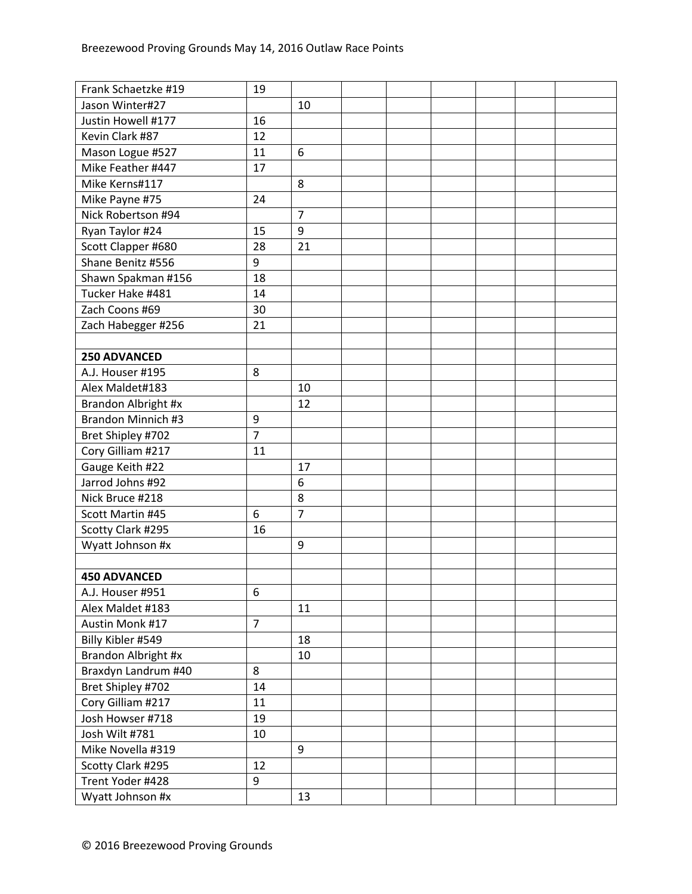| | | | | | | | | |
|---|---|---|---|---|---|---|---|---|
| Frank Schaetzke #19 | 19 | | | | | | | |
| Jason Winter#27 | | 10 | | | | | | |
| Justin Howell #177 | 16 | | | | | | | |
| Kevin Clark #87 | 12 | | | | | | | |
| Mason Logue #527 | 11 | 6 | | | | | | |
| Mike Feather #447 | 17 | | | | | | | |
| Mike Kerns#117 | | 8 | | | | | | |
| Mike Payne #75 | 24 | | | | | | | |
| Nick Robertson #94 | | 7 | | | | | | |
| Ryan Taylor #24 | 15 | 9 | | | | | | |
| Scott Clapper #680 | 28 | 21 | | | | | | |
| Shane Benitz #556 | 9 | | | | | | | |
| Shawn Spakman #156 | 18 | | | | | | | |
| Tucker Hake #481 | 14 | | | | | | | |
| Zach Coons #69 | 30 | | | | | | | |
| Zach Habegger #256 | 21 | | | | | | | |
| | | | | | | | | |
| **250 ADVANCED** | | | | | | | | |
| A.J. Houser #195 | 8 | | | | | | | |
| Alex Maldet#183 | | 10 | | | | | | |
| Brandon Albright #x | | 12 | | | | | | |
| Brandon Minnich #3 | 9 | | | | | | | |
| Bret Shipley #702 | 7 | | | | | | | |
| Cory Gilliam #217 | 11 | | | | | | | |
| Gauge Keith #22 | | 17 | | | | | | |
| Jarrod Johns #92 | | 6 | | | | | | |
| Nick Bruce #218 | | 8 | | | | | | |
| Scott Martin #45 | 6 | 7 | | | | | | |
| Scotty Clark #295 | 16 | | | | | | | |
| Wyatt Johnson #x | | 9 | | | | | | |
| | | | | | | | | |
| **450 ADVANCED** | | | | | | | | |
| A.J. Houser #951 | 6 | | | | | | | |
| Alex Maldet #183 | | 11 | | | | | | |
| Austin Monk #17 | 7 | | | | | | | |
| Billy Kibler #549 | | 18 | | | | | | |
| Brandon Albright #x | | 10 | | | | | | |
| Braxdyn Landrum #40 | 8 | | | | | | | |
| Bret Shipley #702 | 14 | | | | | | | |
| Cory Gilliam #217 | 11 | | | | | | | |
| Josh Howser #718 | 19 | | | | | | | |
| Josh Wilt #781 | 10 | | | | | | | |
| Mike Novella #319 | | 9 | | | | | | |
| Scotty Clark #295 | 12 | | | | | | | |
| Trent Yoder #428 | 9 | | | | | | | |
| Wyatt Johnson #x | | 13 | | | | | | |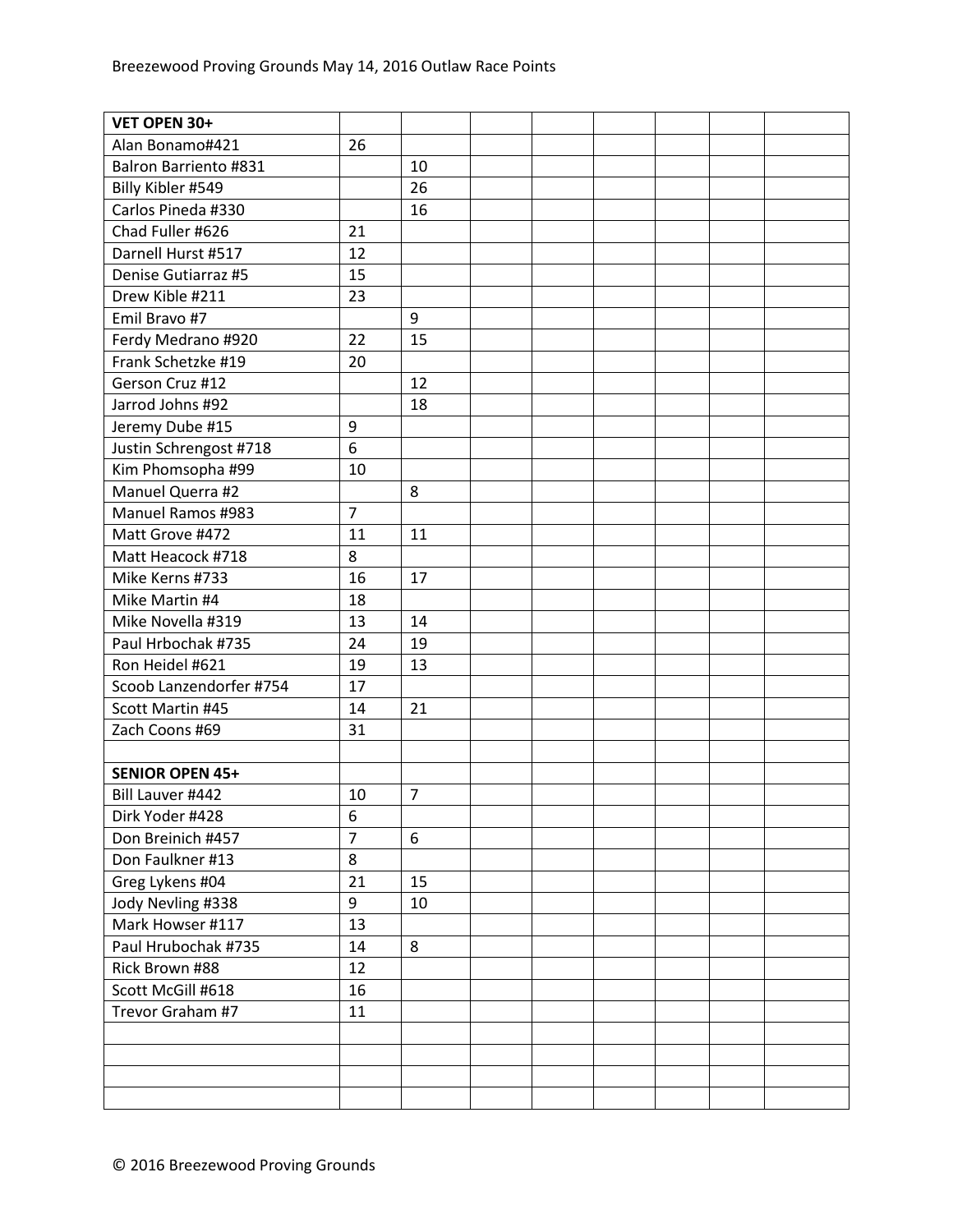| VET OPEN 30+ | | | | | | | | |
|---|---|---|---|---|---|---|---|---|
| Alan Bonamo#421 | 26 | | | | | | | |
| Balron Barriento #831 | | 10 | | | | | | |
| Billy Kibler #549 | | 26 | | | | | | |
| Carlos Pineda #330 | | 16 | | | | | | |
| Chad Fuller #626 | 21 | | | | | | | |
| Darnell Hurst #517 | 12 | | | | | | | |
| Denise Gutiarraz #5 | 15 | | | | | | | |
| Drew Kible #211 | 23 | | | | | | | |
| Emil Bravo #7 | | 9 | | | | | | |
| Ferdy Medrano #920 | 22 | 15 | | | | | | |
| Frank Schetzke #19 | 20 | | | | | | | |
| Gerson Cruz #12 | | 12 | | | | | | |
| Jarrod Johns #92 | | 18 | | | | | | |
| Jeremy Dube #15 | 9 | | | | | | | |
| Justin Schrengost #718 | 6 | | | | | | | |
| Kim Phomsopha #99 | 10 | | | | | | | |
| Manuel Querra #2 | | 8 | | | | | | |
| Manuel Ramos #983 | 7 | | | | | | | |
| Matt Grove #472 | 11 | 11 | | | | | | |
| Matt Heacock #718 | 8 | | | | | | | |
| Mike Kerns #733 | 16 | 17 | | | | | | |
| Mike Martin #4 | 18 | | | | | | | |
| Mike Novella #319 | 13 | 14 | | | | | | |
| Paul Hrbochak #735 | 24 | 19 | | | | | | |
| Ron Heidel #621 | 19 | 13 | | | | | | |
| Scoob Lanzendorfer #754 | 17 | | | | | | | |
| Scott Martin #45 | 14 | 21 | | | | | | |
| Zach Coons #69 | 31 | | | | | | | |
| | | | | | | | | |
| **SENIOR OPEN 45+** | | | | | | | | |
| Bill Lauver #442 | 10 | 7 | | | | | | |
| Dirk Yoder #428 | 6 | | | | | | | |
| Don Breinich #457 | 7 | 6 | | | | | | |
| Don Faulkner #13 | 8 | | | | | | | |
| Greg Lykens #04 | 21 | 15 | | | | | | |
| Jody Nevling #338 | 9 | 10 | | | | | | |
| Mark Howser #117 | 13 | | | | | | | |
| Paul Hrubochak #735 | 14 | 8 | | | | | | |
| Rick Brown #88 | 12 | | | | | | | |
| Scott McGill #618 | 16 | | | | | | | |
| Trevor Graham #7 | 11 | | | | | | | |
| | | | | | | | | |
| | | | | | | | | |
| | | | | | | | | |
| | | | | | | | | |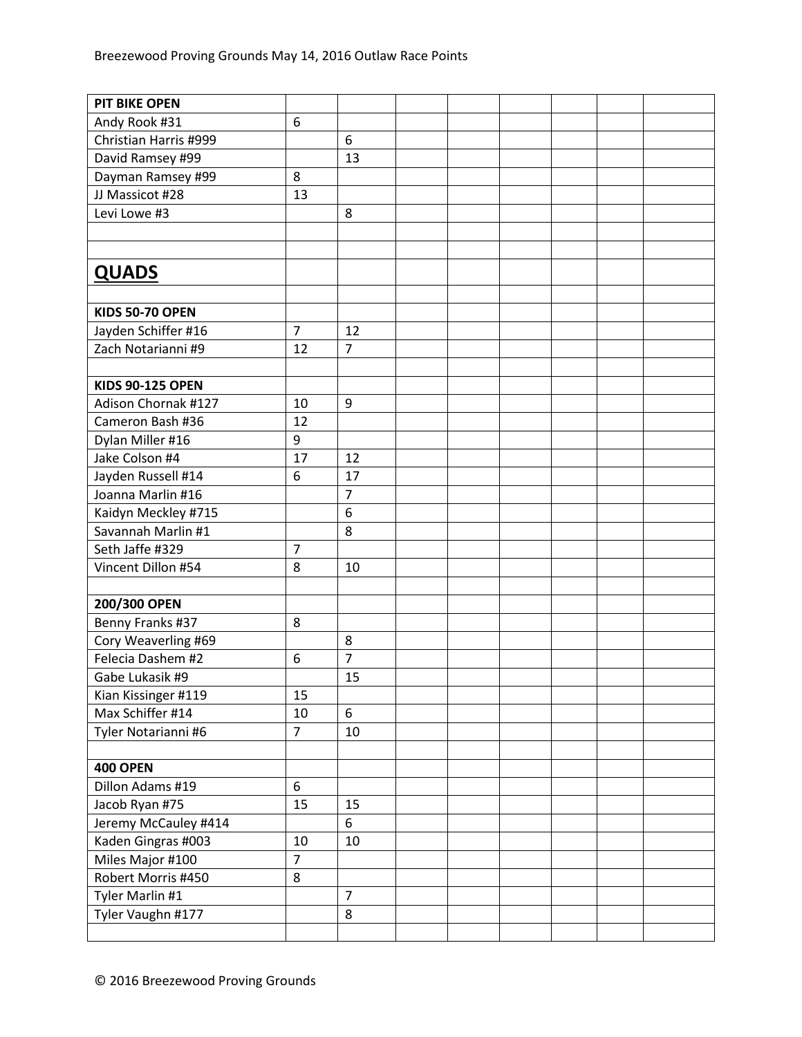| PIT BIKE OPEN | | | | | | | | |
|---|---|---|---|---|---|---|---|---|
| Andy Rook #31 | 6 | | | | | | | |
| Christian Harris #999 | | 6 | | | | | | |
| David Ramsey #99 | | 13 | | | | | | |
| Dayman Ramsey #99 | 8 | | | | | | | |
| JJ Massicot #28 | 13 | | | | | | | |
| Levi Lowe #3 | | 8 | | | | | | |
| | | | | | | | | |
| | | | | | | | | |
| **QUADS** | | | | | | | | |
| | | | | | | | | |
| **KIDS 50-70 OPEN** | | | | | | | | |
| Jayden Schiffer #16 | 7 | 12 | | | | | | |
| Zach Notarianni #9 | 12 | 7 | | | | | | |
| | | | | | | | | |
| **KIDS 90-125 OPEN** | | | | | | | | |
| Adison Chornak #127 | 10 | 9 | | | | | | |
| Cameron Bash #36 | 12 | | | | | | | |
| Dylan Miller #16 | 9 | | | | | | | |
| Jake Colson #4 | 17 | 12 | | | | | | |
| Jayden Russell #14 | 6 | 17 | | | | | | |
| Joanna Marlin #16 | | 7 | | | | | | |
| Kaidyn Meckley #715 | | 6 | | | | | | |
| Savannah Marlin #1 | | 8 | | | | | | |
| Seth Jaffe #329 | 7 | | | | | | | |
| Vincent Dillon #54 | 8 | 10 | | | | | | |
| | | | | | | | | |
| **200/300 OPEN** | | | | | | | | |
| Benny Franks #37 | 8 | | | | | | | |
| Cory Weaverling #69 | | 8 | | | | | | |
| Felecia Dashem #2 | 6 | 7 | | | | | | |
| Gabe Lukasik #9 | | 15 | | | | | | |
| Kian Kissinger #119 | 15 | | | | | | | |
| Max Schiffer #14 | 10 | 6 | | | | | | |
| Tyler Notarianni #6 | 7 | 10 | | | | | | |
| | | | | | | | | |
| **400 OPEN** | | | | | | | | |
| Dillon Adams #19 | 6 | | | | | | | |
| Jacob Ryan #75 | 15 | 15 | | | | | | |
| Jeremy McCauley #414 | | 6 | | | | | | |
| Kaden Gingras #003 | 10 | 10 | | | | | | |
| Miles Major #100 | 7 | | | | | | | |
| Robert Morris #450 | 8 | | | | | | | |
| Tyler Marlin #1 | | 7 | | | | | | |
| Tyler Vaughn #177 | | 8 | | | | | | |
| | | | | | | | | |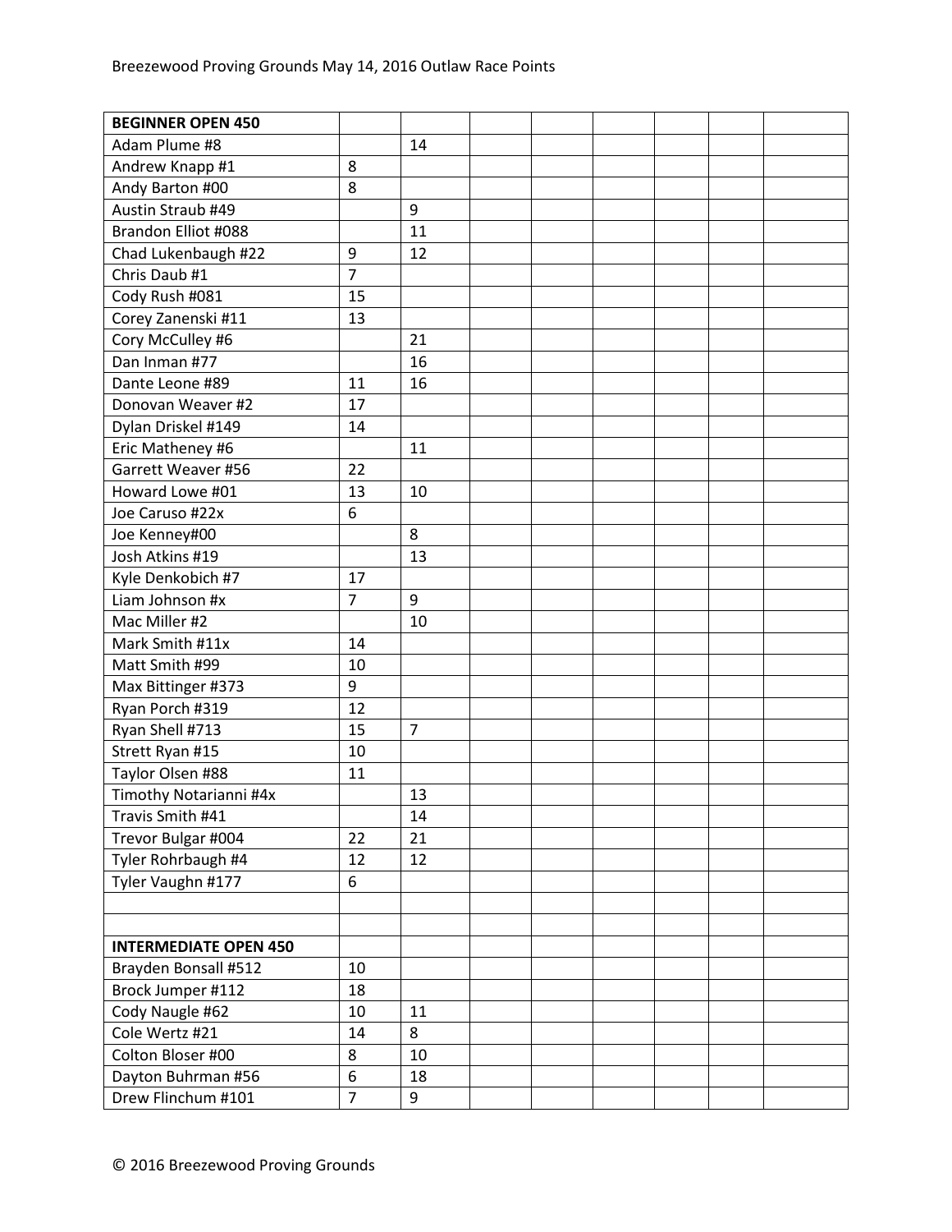| BEGINNER OPEN 450 | | | | | | | | |
|---|---|---|---|---|---|---|---|---|
| Adam Plume #8 | | 14 | | | | | | |
| Andrew Knapp #1 | 8 | | | | | | | |
| Andy Barton #00 | 8 | | | | | | | |
| Austin Straub #49 | | 9 | | | | | | |
| Brandon Elliot #088 | | 11 | | | | | | |
| Chad Lukenbaugh #22 | 9 | 12 | | | | | | |
| Chris Daub #1 | 7 | | | | | | | |
| Cody Rush #081 | 15 | | | | | | | |
| Corey Zanenski #11 | 13 | | | | | | | |
| Cory McCulley #6 | | 21 | | | | | | |
| Dan Inman #77 | | 16 | | | | | | |
| Dante Leone #89 | 11 | 16 | | | | | | |
| Donovan Weaver #2 | 17 | | | | | | | |
| Dylan Driskel #149 | 14 | | | | | | | |
| Eric Matheney #6 | | 11 | | | | | | |
| Garrett Weaver #56 | 22 | | | | | | | |
| Howard Lowe #01 | 13 | 10 | | | | | | |
| Joe Caruso #22x | 6 | | | | | | | |
| Joe Kenney#00 | | 8 | | | | | | |
| Josh Atkins #19 | | 13 | | | | | | |
| Kyle Denkobich #7 | 17 | | | | | | | |
| Liam Johnson #x | 7 | 9 | | | | | | |
| Mac Miller #2 | | 10 | | | | | | |
| Mark Smith #11x | 14 | | | | | | | |
| Matt Smith #99 | 10 | | | | | | | |
| Max Bittinger #373 | 9 | | | | | | | |
| Ryan Porch #319 | 12 | | | | | | | |
| Ryan Shell #713 | 15 | 7 | | | | | | |
| Strett Ryan #15 | 10 | | | | | | | |
| Taylor Olsen #88 | 11 | | | | | | | |
| Timothy Notarianni #4x | | 13 | | | | | | |
| Travis Smith #41 | | 14 | | | | | | |
| Trevor Bulgar #004 | 22 | 21 | | | | | | |
| Tyler Rohrbaugh #4 | 12 | 12 | | | | | | |
| Tyler Vaughn #177 | 6 | | | | | | | |
| | | | | | | | | |
| | | | | | | | | |
| **INTERMEDIATE OPEN 450** | | | | | | | | |
| Brayden Bonsall #512 | 10 | | | | | | | |
| Brock Jumper #112 | 18 | | | | | | | |
| Cody Naugle #62 | 10 | 11 | | | | | | |
| Cole Wertz #21 | 14 | 8 | | | | | | |
| Colton Bloser #00 | 8 | 10 | | | | | | |
| Dayton Buhrman #56 | 6 | 18 | | | | | | |
| Drew Flinchum #101 | 7 | 9 | | | | | | |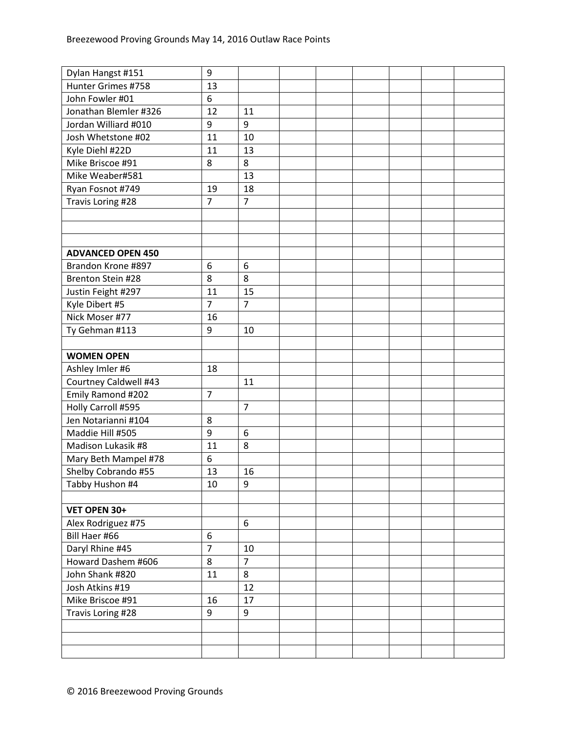| | | | | | | | | |
|---|---|---|---|---|---|---|---|---|
| Dylan Hangst #151 | 9 | | | | | | | |
| Hunter Grimes #758 | 13 | | | | | | | |
| John Fowler #01 | 6 | | | | | | | |
| Jonathan Blemler #326 | 12 | 11 | | | | | | |
| Jordan Williard #010 | 9 | 9 | | | | | | |
| Josh Whetstone #02 | 11 | 10 | | | | | | |
| Kyle Diehl #22D | 11 | 13 | | | | | | |
| Mike Briscoe #91 | 8 | 8 | | | | | | |
| Mike Weaber#581 | | 13 | | | | | | |
| Ryan Fosnot #749 | 19 | 18 | | | | | | |
| Travis Loring #28 | 7 | 7 | | | | | | |
| | | | | | | | | |
| | | | | | | | | |
| | | | | | | | | |
| **ADVANCED OPEN 450** | | | | | | | | |
| Brandon Krone #897 | 6 | 6 | | | | | | |
| Brenton Stein #28 | 8 | 8 | | | | | | |
| Justin Feight #297 | 11 | 15 | | | | | | |
| Kyle Dibert #5 | 7 | 7 | | | | | | |
| Nick Moser #77 | 16 | | | | | | | |
| Ty Gehman #113 | 9 | 10 | | | | | | |
| | | | | | | | | |
| **WOMEN OPEN** | | | | | | | | |
| Ashley Imler #6 | 18 | | | | | | | |
| Courtney Caldwell #43 | | 11 | | | | | | |
| Emily Ramond #202 | 7 | | | | | | | |
| Holly Carroll #595 | | 7 | | | | | | |
| Jen Notarianni #104 | 8 | | | | | | | |
| Maddie Hill #505 | 9 | 6 | | | | | | |
| Madison Lukasik #8 | 11 | 8 | | | | | | |
| Mary Beth Mampel #78 | 6 | | | | | | | |
| Shelby Cobrando #55 | 13 | 16 | | | | | | |
| Tabby Hushon #4 | 10 | 9 | | | | | | |
| | | | | | | | | |
| **VET OPEN 30+** | | | | | | | | |
| Alex Rodriguez #75 | | 6 | | | | | | |
| Bill Haer #66 | 6 | | | | | | | |
| Daryl Rhine #45 | 7 | 10 | | | | | | |
| Howard Dashem #606 | 8 | 7 | | | | | | |
| John Shank #820 | 11 | 8 | | | | | | |
| Josh Atkins #19 | | 12 | | | | | | |
| Mike Briscoe #91 | 16 | 17 | | | | | | |
| Travis Loring #28 | 9 | 9 | | | | | | |
| | | | | | | | | |
| | | | | | | | | |
| | | | | | | | | |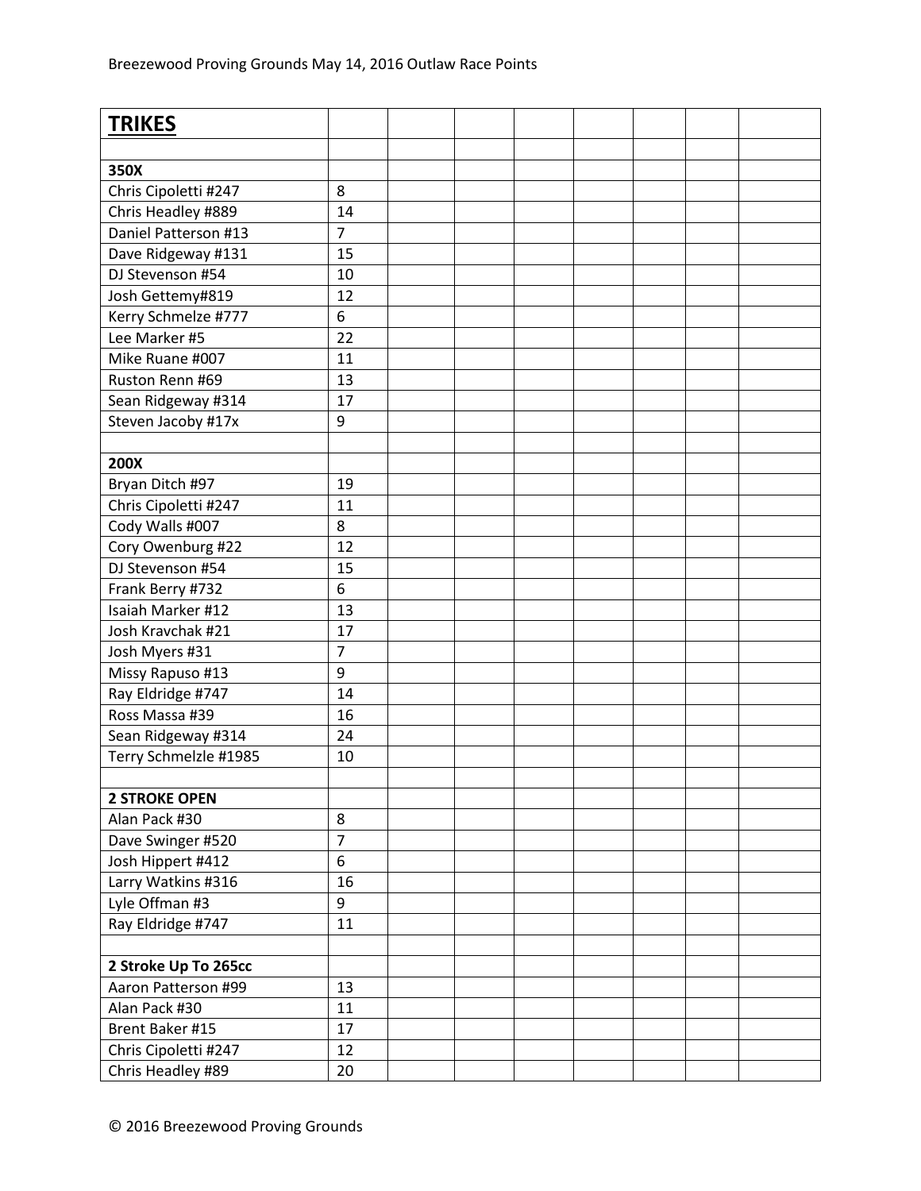| **TRIKES** | | | | | | | | |
|---|---|---|---|---|---|---|---|---|
| | | | | | | | | |
| **350X** | | | | | | | | |
| Chris Cipoletti #247 | 8 | | | | | | | |
| Chris Headley #889 | 14 | | | | | | | |
| Daniel Patterson #13 | 7 | | | | | | | |
| Dave Ridgeway #131 | 15 | | | | | | | |
| DJ Stevenson #54 | 10 | | | | | | | |
| Josh Gettemy#819 | 12 | | | | | | | |
| Kerry Schmelze #777 | 6 | | | | | | | |
| Lee Marker #5 | 22 | | | | | | | |
| Mike Ruane #007 | 11 | | | | | | | |
| Ruston Renn #69 | 13 | | | | | | | |
| Sean Ridgeway #314 | 17 | | | | | | | |
| Steven Jacoby #17x | 9 | | | | | | | |
| | | | | | | | | |
| **200X** | | | | | | | | |
| Bryan Ditch #97 | 19 | | | | | | | |
| Chris Cipoletti #247 | 11 | | | | | | | |
| Cody Walls #007 | 8 | | | | | | | |
| Cory Owenburg #22 | 12 | | | | | | | |
| DJ Stevenson #54 | 15 | | | | | | | |
| Frank Berry #732 | 6 | | | | | | | |
| Isaiah Marker #12 | 13 | | | | | | | |
| Josh Kravchak #21 | 17 | | | | | | | |
| Josh Myers #31 | 7 | | | | | | | |
| Missy Rapuso #13 | 9 | | | | | | | |
| Ray Eldridge #747 | 14 | | | | | | | |
| Ross Massa #39 | 16 | | | | | | | |
| Sean Ridgeway #314 | 24 | | | | | | | |
| Terry Schmelzle #1985 | 10 | | | | | | | |
| | | | | | | | | |
| **2 STROKE OPEN** | | | | | | | | |
| Alan Pack #30 | 8 | | | | | | | |
| Dave Swinger #520 | 7 | | | | | | | |
| Josh Hippert #412 | 6 | | | | | | | |
| Larry Watkins #316 | 16 | | | | | | | |
| Lyle Offman #3 | 9 | | | | | | | |
| Ray Eldridge #747 | 11 | | | | | | | |
| | | | | | | | | |
| **2 Stroke Up To 265cc** | | | | | | | | |
| Aaron Patterson #99 | 13 | | | | | | | |
| Alan Pack #30 | 11 | | | | | | | |
| Brent Baker #15 | 17 | | | | | | | |
| Chris Cipoletti #247 | 12 | | | | | | | |
| Chris Headley #89 | 20 | | | | | | | |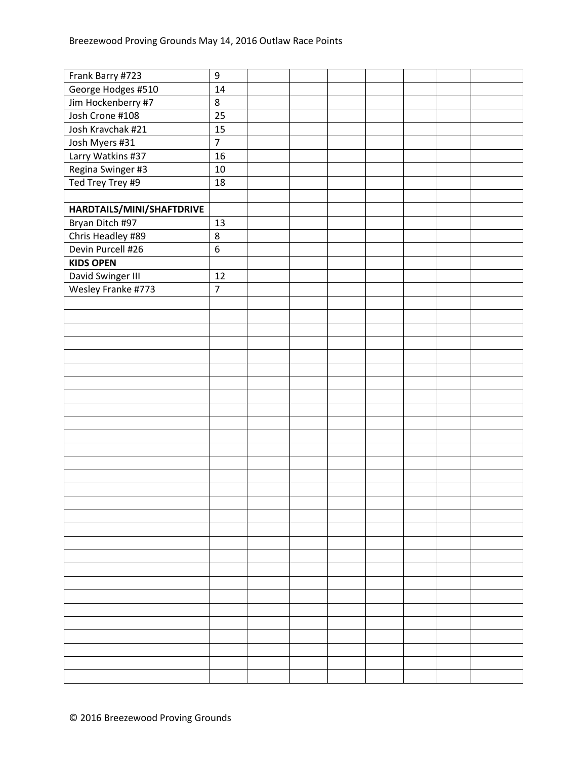| | | | | | | | | |
|---|---|---|---|---|---|---|---|---|
| Frank Barry #723 | 9 | | | | | | | |
| George Hodges #510 | 14 | | | | | | | |
| Jim Hockenberry #7 | 8 | | | | | | | |
| Josh Crone #108 | 25 | | | | | | | |
| Josh Kravchak #21 | 15 | | | | | | | |
| Josh Myers #31 | 7 | | | | | | | |
| Larry Watkins #37 | 16 | | | | | | | |
| Regina Swinger #3 | 10 | | | | | | | |
| Ted Trey Trey #9 | 18 | | | | | | | |
| | | | | | | | | |
| **HARDTAILS/MINI/SHAFTDRIVE** | | | | | | | | |
| Bryan Ditch #97 | 13 | | | | | | | |
| Chris Headley #89 | 8 | | | | | | | |
| Devin Purcell #26 | 6 | | | | | | | |
| **KIDS OPEN** | | | | | | | | |
| David Swinger III | 12 | | | | | | | |
| Wesley Franke #773 | 7 | | | | | | | |